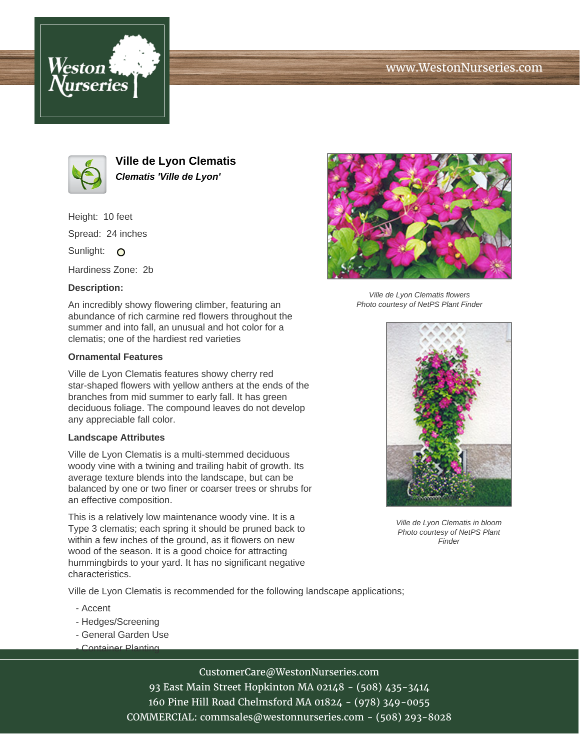# Ville de Lyon Clematis

***Clematis 'Ville de Lyon'***

Height: 10 feet

Spread: 24 inches

Sunlight: O

Hardiness Zone: 2b

**Description:**

An incredibly showy flowering climber, featuring an abundance of rich carmine red flowers throughout the summer and into fall, an unusual and hot color for a clematis; one of the hardiest red varieties

*Ville de Lyon Clematis flowers*
*Photo courtesy of NetPS Plant Finder*

### Ornamental Features

Ville de Lyon Clematis features showy cherry red star-shaped flowers with yellow anthers at the ends of the branches from mid summer to early fall. It has green deciduous foliage. The compound leaves do not develop any appreciable fall color.

### Landscape Attributes

Ville de Lyon Clematis is a multi-stemmed deciduous woody vine with a twining and trailing habit of growth. Its average texture blends into the landscape, but can be balanced by one or two finer or coarser trees or shrubs for an effective composition.

This is a relatively low maintenance woody vine. It is a Type 3 clematis; each spring it should be pruned back to within a few inches of the ground, as it flowers on new wood of the season. It is a good choice for attracting hummingbirds to your yard. It has no significant negative characteristics.

*Ville de Lyon Clematis in bloom*
*Photo courtesy of NetPS Plant Finder*

Ville de Lyon Clematis is recommended for the following landscape applications;

- Accent
- Hedges/Screening
- General Garden Use
- Container Planting

CustomerCare@WestonNurseries.com
93 East Main Street Hopkinton MA 02148 - (508) 435-3414
160 Pine Hill Road Chelmsford MA 01824 - (978) 349-0055
COMMERCIAL: commsales@westonnurseries.com - (508) 293-8028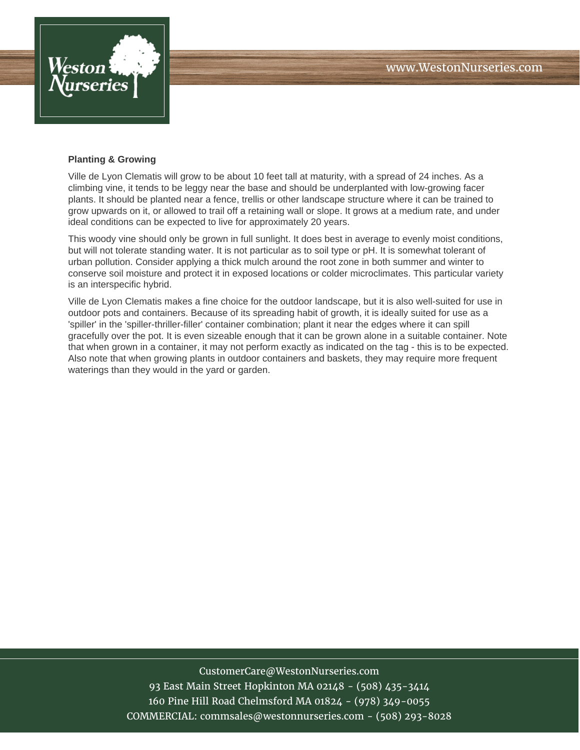**Planting & Growing**

Ville de Lyon Clematis will grow to be about 10 feet tall at maturity, with a spread of 24 inches. As a climbing vine, it tends to be leggy near the base and should be underplanted with low-growing facer plants. It should be planted near a fence, trellis or other landscape structure where it can be trained to grow upwards on it, or allowed to trail off a retaining wall or slope. It grows at a medium rate, and under ideal conditions can be expected to live for approximately 20 years.

This woody vine should only be grown in full sunlight. It does best in average to evenly moist conditions, but will not tolerate standing water. It is not particular as to soil type or pH. It is somewhat tolerant of urban pollution. Consider applying a thick mulch around the root zone in both summer and winter to conserve soil moisture and protect it in exposed locations or colder microclimates. This particular variety is an interspecific hybrid.

Ville de Lyon Clematis makes a fine choice for the outdoor landscape, but it is also well-suited for use in outdoor pots and containers. Because of its spreading habit of growth, it is ideally suited for use as a 'spiller' in the 'spiller-thriller-filler' container combination; plant it near the edges where it can spill gracefully over the pot. It is even sizeable enough that it can be grown alone in a suitable container. Note that when grown in a container, it may not perform exactly as indicated on the tag - this is to be expected. Also note that when growing plants in outdoor containers and baskets, they may require more frequent waterings than they would in the yard or garden.